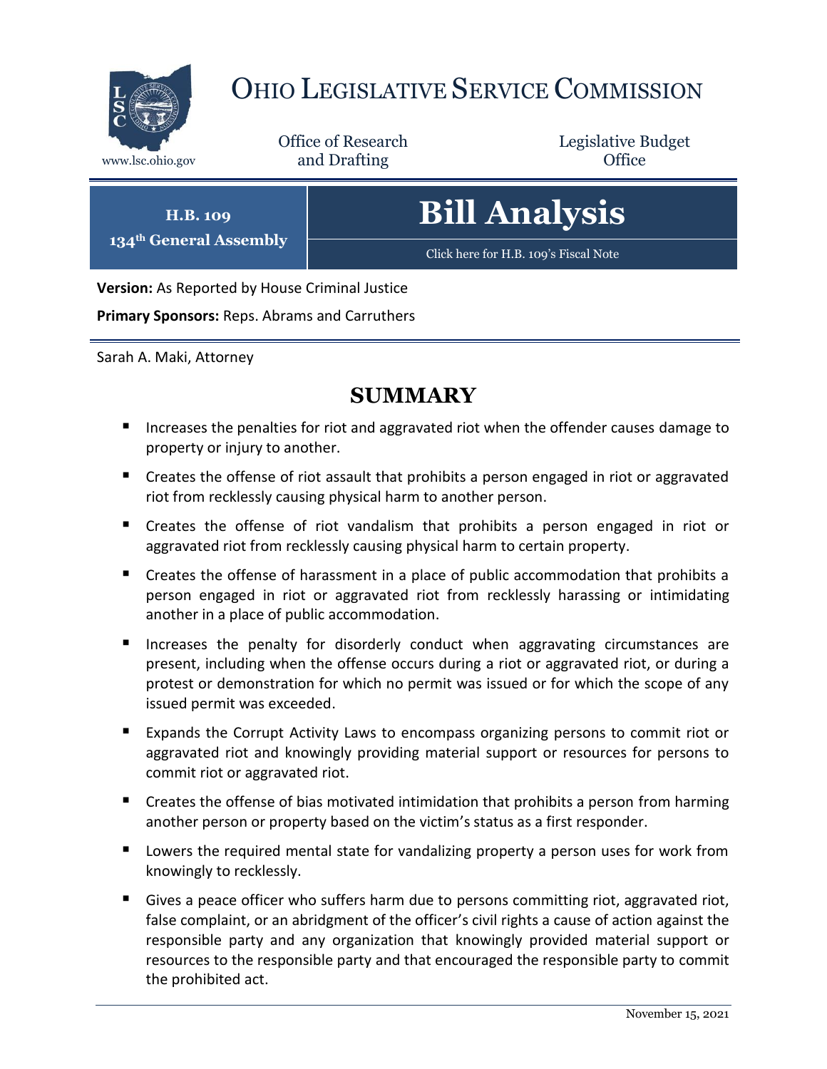# OHIO LEGISLATIVE SERVICE COMMISSION

www.lsc.ohio.gov

Office of Research and Drafting

Legislative Budget Office

**H.B. 109**
**134th General Assembly**

# Bill Analysis

Click here for H.B. 109's Fiscal Note

**Version:** As Reported by House Criminal Justice

**Primary Sponsors:** Reps. Abrams and Carruthers

Sarah A. Maki, Attorney

## SUMMARY

- Increases the penalties for riot and aggravated riot when the offender causes damage to property or injury to another.
- Creates the offense of riot assault that prohibits a person engaged in riot or aggravated riot from recklessly causing physical harm to another person.
- Creates the offense of riot vandalism that prohibits a person engaged in riot or aggravated riot from recklessly causing physical harm to certain property.
- Creates the offense of harassment in a place of public accommodation that prohibits a person engaged in riot or aggravated riot from recklessly harassing or intimidating another in a place of public accommodation.
- Increases the penalty for disorderly conduct when aggravating circumstances are present, including when the offense occurs during a riot or aggravated riot, or during a protest or demonstration for which no permit was issued or for which the scope of any issued permit was exceeded.
- Expands the Corrupt Activity Laws to encompass organizing persons to commit riot or aggravated riot and knowingly providing material support or resources for persons to commit riot or aggravated riot.
- Creates the offense of bias motivated intimidation that prohibits a person from harming another person or property based on the victim's status as a first responder.
- Lowers the required mental state for vandalizing property a person uses for work from knowingly to recklessly.
- Gives a peace officer who suffers harm due to persons committing riot, aggravated riot, false complaint, or an abridgment of the officer's civil rights a cause of action against the responsible party and any organization that knowingly provided material support or resources to the responsible party and that encouraged the responsible party to commit the prohibited act.

November 15, 2021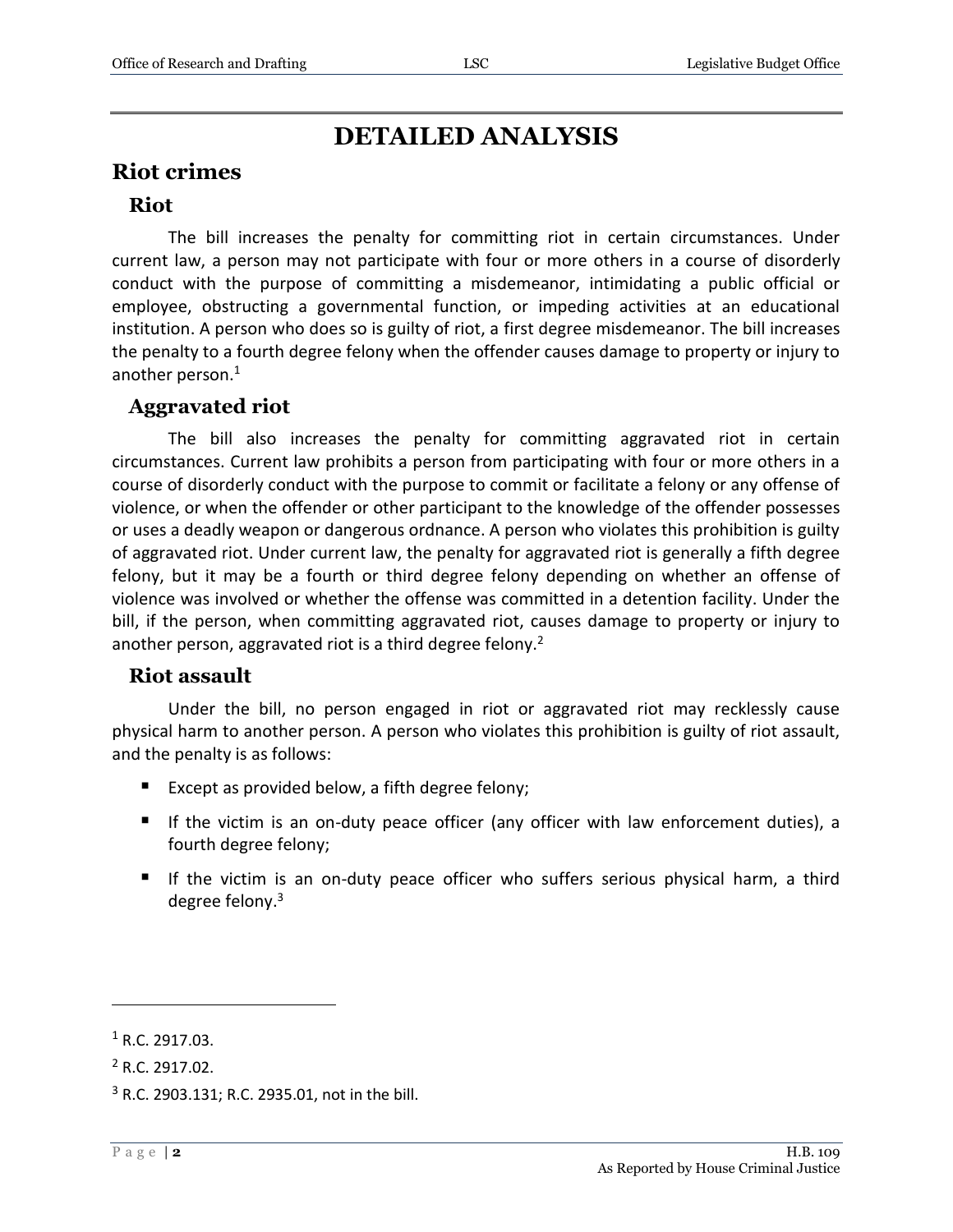# DETAILED ANALYSIS

## Riot crimes

### Riot

The bill increases the penalty for committing riot in certain circumstances. Under current law, a person may not participate with four or more others in a course of disorderly conduct with the purpose of committing a misdemeanor, intimidating a public official or employee, obstructing a governmental function, or impeding activities at an educational institution. A person who does so is guilty of riot, a first degree misdemeanor. The bill increases the penalty to a fourth degree felony when the offender causes damage to property or injury to another person.[1]

### Aggravated riot

The bill also increases the penalty for committing aggravated riot in certain circumstances. Current law prohibits a person from participating with four or more others in a course of disorderly conduct with the purpose to commit or facilitate a felony or any offense of violence, or when the offender or other participant to the knowledge of the offender possesses or uses a deadly weapon or dangerous ordnance. A person who violates this prohibition is guilty of aggravated riot. Under current law, the penalty for aggravated riot is generally a fifth degree felony, but it may be a fourth or third degree felony depending on whether an offense of violence was involved or whether the offense was committed in a detention facility. Under the bill, if the person, when committing aggravated riot, causes damage to property or injury to another person, aggravated riot is a third degree felony.[2]

### Riot assault

Under the bill, no person engaged in riot or aggravated riot may recklessly cause physical harm to another person. A person who violates this prohibition is guilty of riot assault, and the penalty is as follows:

- Except as provided below, a fifth degree felony;
- If the victim is an on-duty peace officer (any officer with law enforcement duties), a fourth degree felony;
- If the victim is an on-duty peace officer who suffers serious physical harm, a third degree felony.[3]

---

[1] R.C. 2917.03.

[2] R.C. 2917.02.

[3] R.C. 2903.131; R.C. 2935.01, not in the bill.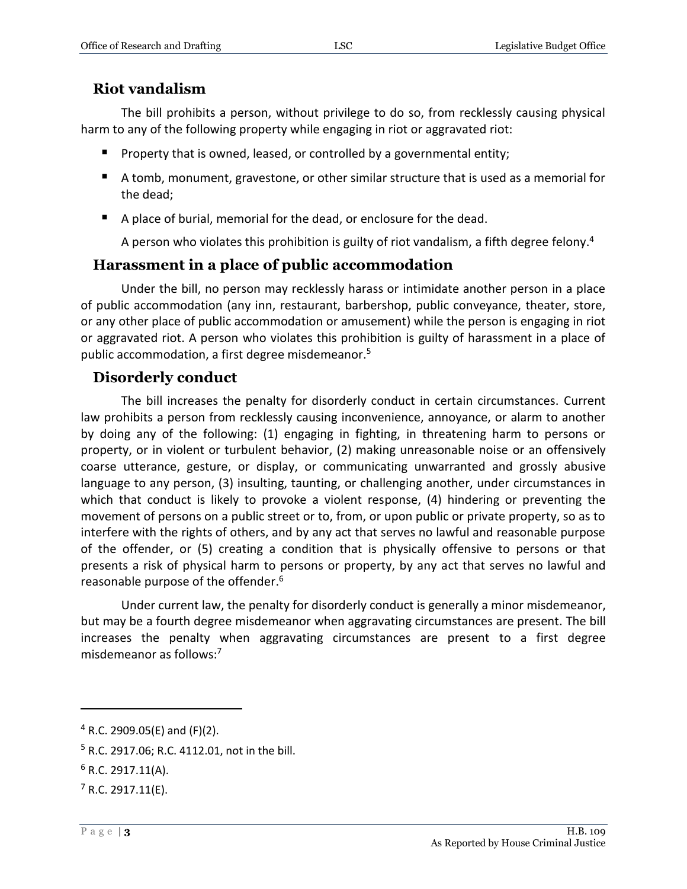## Riot vandalism

The bill prohibits a person, without privilege to do so, from recklessly causing physical harm to any of the following property while engaging in riot or aggravated riot:

- Property that is owned, leased, or controlled by a governmental entity;
- A tomb, monument, gravestone, or other similar structure that is used as a memorial for the dead;
- A place of burial, memorial for the dead, or enclosure for the dead.

A person who violates this prohibition is guilty of riot vandalism, a fifth degree felony.[4]

## Harassment in a place of public accommodation

Under the bill, no person may recklessly harass or intimidate another person in a place of public accommodation (any inn, restaurant, barbershop, public conveyance, theater, store, or any other place of public accommodation or amusement) while the person is engaging in riot or aggravated riot. A person who violates this prohibition is guilty of harassment in a place of public accommodation, a first degree misdemeanor.[5]

## Disorderly conduct

The bill increases the penalty for disorderly conduct in certain circumstances. Current law prohibits a person from recklessly causing inconvenience, annoyance, or alarm to another by doing any of the following: (1) engaging in fighting, in threatening harm to persons or property, or in violent or turbulent behavior, (2) making unreasonable noise or an offensively coarse utterance, gesture, or display, or communicating unwarranted and grossly abusive language to any person, (3) insulting, taunting, or challenging another, under circumstances in which that conduct is likely to provoke a violent response, (4) hindering or preventing the movement of persons on a public street or to, from, or upon public or private property, so as to interfere with the rights of others, and by any act that serves no lawful and reasonable purpose of the offender, or (5) creating a condition that is physically offensive to persons or that presents a risk of physical harm to persons or property, by any act that serves no lawful and reasonable purpose of the offender.[6]

Under current law, the penalty for disorderly conduct is generally a minor misdemeanor, but may be a fourth degree misdemeanor when aggravating circumstances are present. The bill increases the penalty when aggravating circumstances are present to a first degree misdemeanor as follows:[7]

---

[4] R.C. 2909.05(E) and (F)(2).

[5] R.C. 2917.06; R.C. 4112.01, not in the bill.

[6] R.C. 2917.11(A).

[7] R.C. 2917.11(E).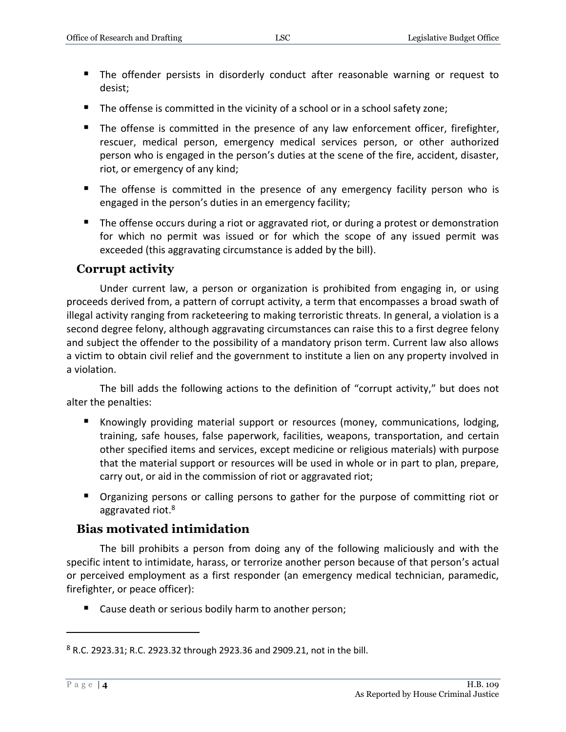- The offender persists in disorderly conduct after reasonable warning or request to desist;
- The offense is committed in the vicinity of a school or in a school safety zone;
- The offense is committed in the presence of any law enforcement officer, firefighter, rescuer, medical person, emergency medical services person, or other authorized person who is engaged in the person's duties at the scene of the fire, accident, disaster, riot, or emergency of any kind;
- The offense is committed in the presence of any emergency facility person who is engaged in the person's duties in an emergency facility;
- The offense occurs during a riot or aggravated riot, or during a protest or demonstration for which no permit was issued or for which the scope of any issued permit was exceeded (this aggravating circumstance is added by the bill).

## Corrupt activity

Under current law, a person or organization is prohibited from engaging in, or using proceeds derived from, a pattern of corrupt activity, a term that encompasses a broad swath of illegal activity ranging from racketeering to making terroristic threats. In general, a violation is a second degree felony, although aggravating circumstances can raise this to a first degree felony and subject the offender to the possibility of a mandatory prison term. Current law also allows a victim to obtain civil relief and the government to institute a lien on any property involved in a violation.

The bill adds the following actions to the definition of "corrupt activity," but does not alter the penalties:

- Knowingly providing material support or resources (money, communications, lodging, training, safe houses, false paperwork, facilities, weapons, transportation, and certain other specified items and services, except medicine or religious materials) with purpose that the material support or resources will be used in whole or in part to plan, prepare, carry out, or aid in the commission of riot or aggravated riot;
- Organizing persons or calling persons to gather for the purpose of committing riot or aggravated riot.[8]

## Bias motivated intimidation

The bill prohibits a person from doing any of the following maliciously and with the specific intent to intimidate, harass, or terrorize another person because of that person's actual or perceived employment as a first responder (an emergency medical technician, paramedic, firefighter, or peace officer):

- Cause death or serious bodily harm to another person;

---

[8] R.C. 2923.31; R.C. 2923.32 through 2923.36 and 2909.21, not in the bill.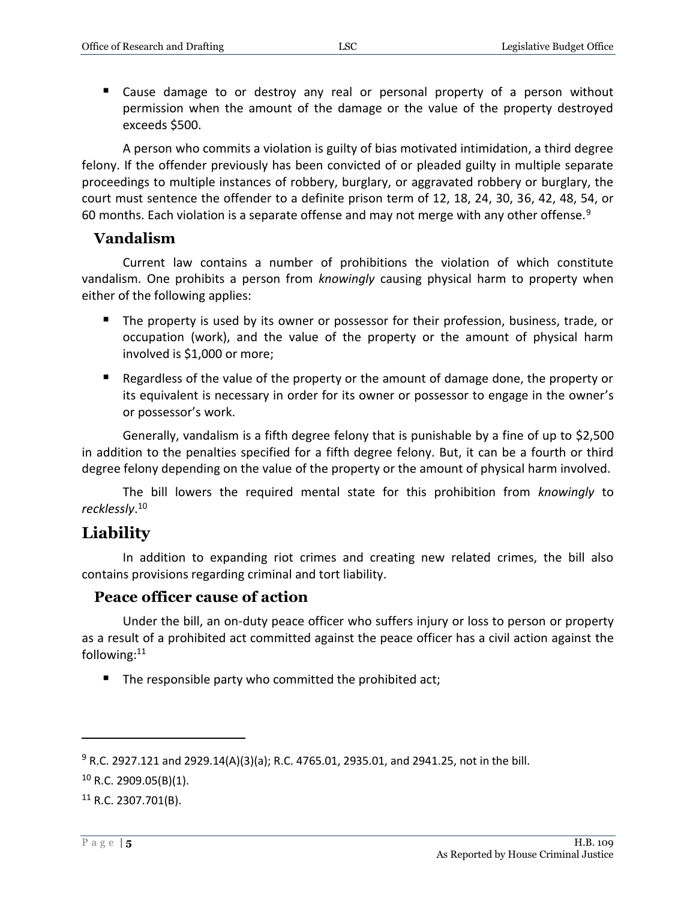- Cause damage to or destroy any real or personal property of a person without permission when the amount of the damage or the value of the property destroyed exceeds $500.

A person who commits a violation is guilty of bias motivated intimidation, a third degree felony. If the offender previously has been convicted of or pleaded guilty in multiple separate proceedings to multiple instances of robbery, burglary, or aggravated robbery or burglary, the court must sentence the offender to a definite prison term of 12, 18, 24, 30, 36, 42, 48, 54, or 60 months. Each violation is a separate offense and may not merge with any other offense.[9]

### Vandalism

Current law contains a number of prohibitions the violation of which constitute vandalism. One prohibits a person from *knowingly* causing physical harm to property when either of the following applies:

- The property is used by its owner or possessor for their profession, business, trade, or occupation (work), and the value of the property or the amount of physical harm involved is $1,000 or more;
- Regardless of the value of the property or the amount of damage done, the property or its equivalent is necessary in order for its owner or possessor to engage in the owner's or possessor's work.

Generally, vandalism is a fifth degree felony that is punishable by a fine of up to $2,500 in addition to the penalties specified for a fifth degree felony. But, it can be a fourth or third degree felony depending on the value of the property or the amount of physical harm involved.

The bill lowers the required mental state for this prohibition from *knowingly* to *recklessly*.[10]

## Liability

In addition to expanding riot crimes and creating new related crimes, the bill also contains provisions regarding criminal and tort liability.

### Peace officer cause of action

Under the bill, an on-duty peace officer who suffers injury or loss to person or property as a result of a prohibited act committed against the peace officer has a civil action against the following:[11]

- The responsible party who committed the prohibited act;

---

[9] R.C. 2927.121 and 2929.14(A)(3)(a); R.C. 4765.01, 2935.01, and 2941.25, not in the bill.

[10] R.C. 2909.05(B)(1).

[11] R.C. 2307.701(B).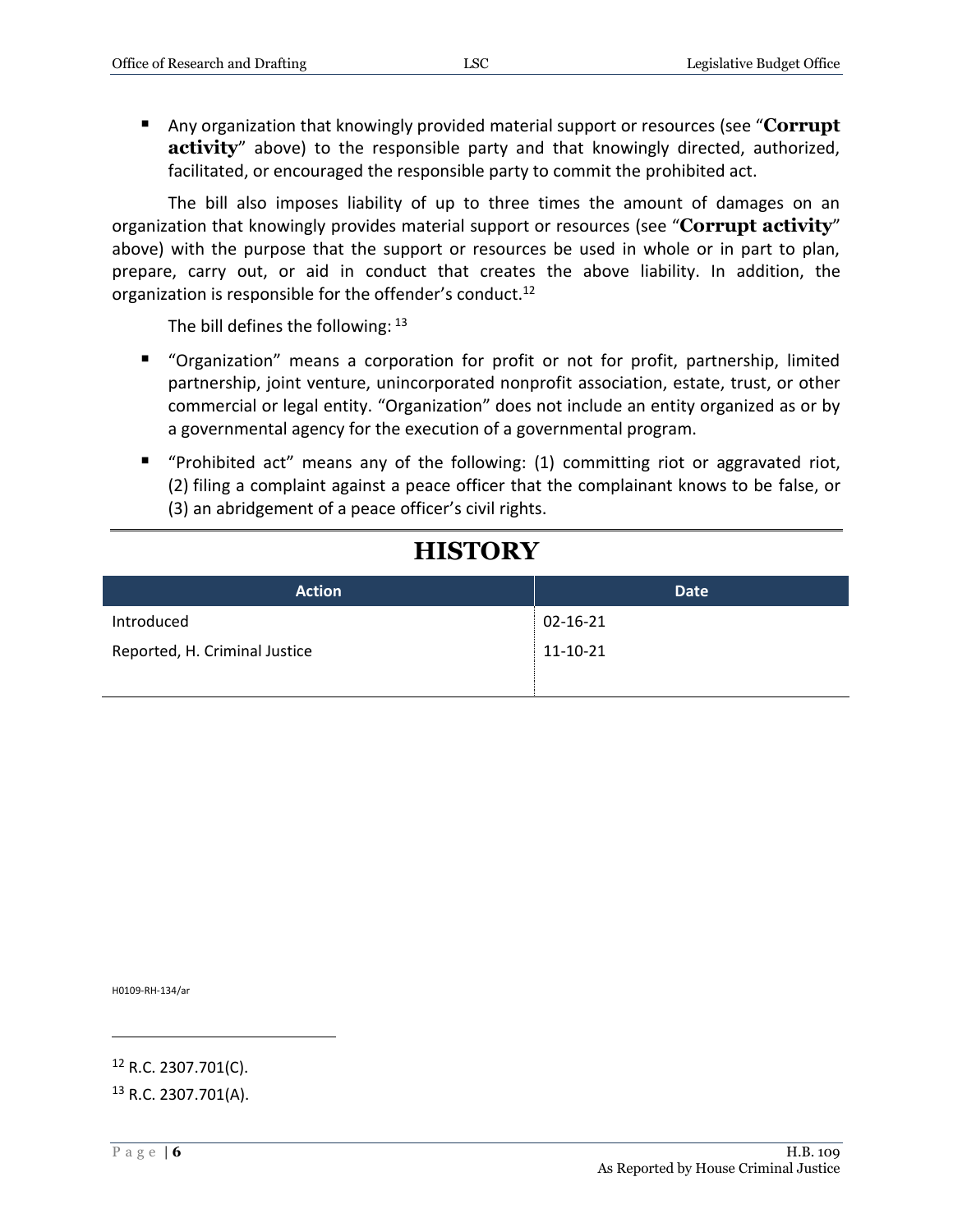- Any organization that knowingly provided material support or resources (see "**Corrupt activity**" above) to the responsible party and that knowingly directed, authorized, facilitated, or encouraged the responsible party to commit the prohibited act.

The bill also imposes liability of up to three times the amount of damages on an organization that knowingly provides material support or resources (see "**Corrupt activity**" above) with the purpose that the support or resources be used in whole or in part to plan, prepare, carry out, or aid in conduct that creates the above liability. In addition, the organization is responsible for the offender's conduct.[12]

The bill defines the following: [13]

- "Organization" means a corporation for profit or not for profit, partnership, limited partnership, joint venture, unincorporated nonprofit association, estate, trust, or other commercial or legal entity. "Organization" does not include an entity organized as or by a governmental agency for the execution of a governmental program.
- "Prohibited act" means any of the following: (1) committing riot or aggravated riot, (2) filing a complaint against a peace officer that the complainant knows to be false, or (3) an abridgement of a peace officer's civil rights.

# HISTORY

| Action | Date |
| --- | --- |
| Introduced | 02-16-21 |
| Reported, H. Criminal Justice | 11-10-21 |

H0109-RH-134/ar

[12] R.C. 2307.701(C).

[13] R.C. 2307.701(A).